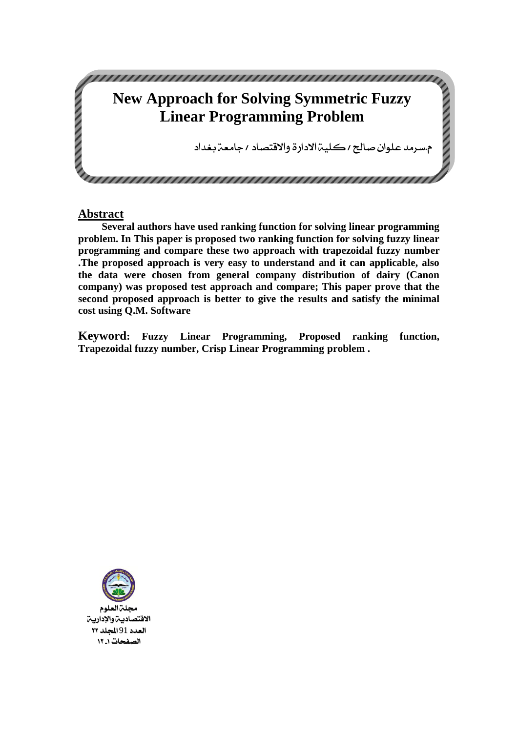# New Approach for Solving Symmetric Fuzzy Linear Programming Problem

م.سرمد علوان صالح / كلية الادارة والاقتصاد / جامعة بغداد

## Abstract

**Several authors have used ranking function for solving linear programming problem. In This paper is proposed two ranking function for solving fuzzy linear programming and compare these two approach with trapezoidal fuzzy number .The proposed approach is very easy to understand and it can applicable, also the data were chosen from general company distribution of dairy (Canon company) was proposed test approach and compare; This paper prove that the second proposed approach is better to give the results and satisfy the minimal cost using Q.M. Software**

**Keyword: Fuzzy Linear Programming, Proposed ranking function, Trapezoidal fuzzy number, Crisp Linear Programming problem .**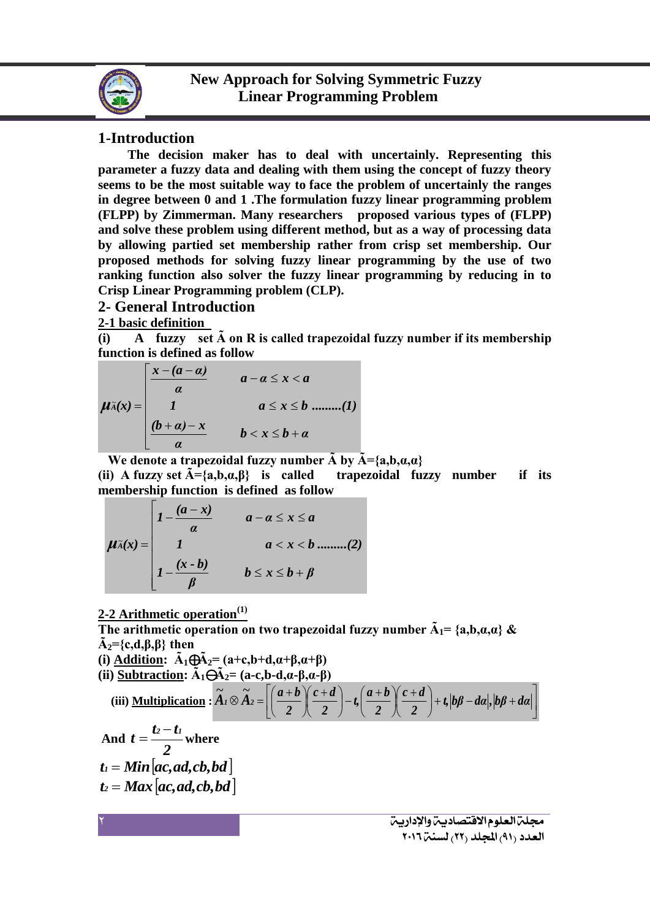## 1-Introduction

**The decision maker has to deal with uncertainly. Representing this parameter a fuzzy data and dealing with them using the concept of fuzzy theory seems to be the most suitable way to face the problem of uncertainly the ranges in degree between 0 and 1 .The formulation fuzzy linear programming problem (FLPP) by Zimmerman. Many researchers proposed various types of (FLPP) and solve these problem using different method, but as a way of processing data by allowing partied set membership rather from crisp set membership. Our proposed methods for solving fuzzy linear programming by the use of two ranking function also solver the fuzzy linear programming by reducing in to Crisp Linear Programming problem (CLP).**

## 2- General Introduction

### 2-1 basic definition

**(i) A fuzzy set $\tilde{A}$ on R is called trapezoidal fuzzy number if its membership function is defined as follow**

$$\mu_{\tilde{A}}(x) = \begin{cases} \dfrac{x-(a-\alpha)}{\alpha} & a-\alpha \le x < a \\ 1 & a \le x \le b \quad .........(1) \\ \dfrac{(b+\alpha)-x}{\alpha} & b < x \le b+\alpha \end{cases}$$

**We denote a trapezoidal fuzzy number $\tilde{A}$ by $\tilde{A}=\{a,b,\alpha,\alpha\}$**

**(ii) A fuzzy set $\tilde{A}=\{a,b,\alpha,\beta\}$ is called trapezoidal fuzzy number if its membership function is defined as follow**

$$\mu_{\tilde{A}}(x) = \begin{cases} 1-\dfrac{(a-x)}{\alpha} & a-\alpha \le x \le a \\ 1 & a < x < b \quad .........(2) \\ 1-\dfrac{(x-b)}{\beta} & b \le x \le b+\beta \end{cases}$$

### 2-2 Arithmetic operation[1]

**The arithmetic operation on two trapezoidal fuzzy number $\tilde{A}_1=\{a,b,\alpha,\alpha\}$ & $\tilde{A}_2=\{c,d,\beta,\beta\}$ then**

**(i) Addition:** $\tilde{A}_1 \oplus \tilde{A}_2 = (a+c, b+d, \alpha+\beta, \alpha+\beta)$

**(ii) Subtraction:** $\tilde{A}_1 \ominus \tilde{A}_2 = (a-c, b-d, \alpha-\beta, \alpha-\beta)$

**(iii) Multiplication :** $\tilde{A}_1 \otimes \tilde{A}_2 = \left[\left(\dfrac{a+b}{2}\right)\left(\dfrac{c+d}{2}\right) - t, \left(\dfrac{a+b}{2}\right)\left(\dfrac{c+d}{2}\right) + t, |b\beta - d\alpha|, |b\beta + d\alpha|\right]$

**And** $t = \dfrac{t_2 - t_1}{2}$ **where**

$t_1 = Min[ac, ad, cb, bd]$

$t_2 = Max[ac, ad, cb, bd]$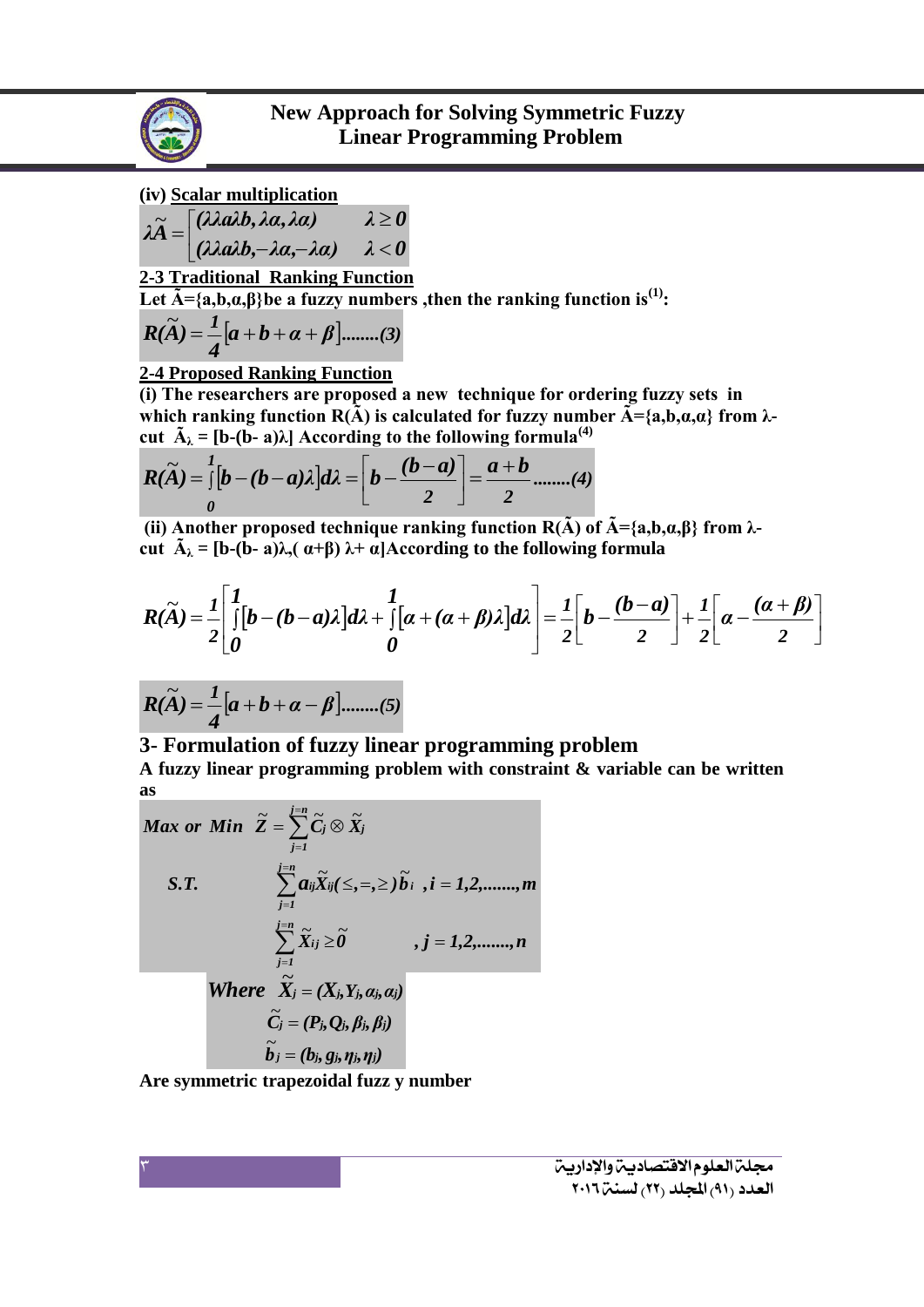**(iv) Scalar multiplication**

$$\lambda\tilde{A} = \begin{cases} (\lambda\lambda a\lambda b, \lambda\alpha, \lambda\alpha) & \lambda \geq 0 \\ (\lambda\lambda a\lambda b, -\lambda\alpha, -\lambda\alpha) & \lambda < 0 \end{cases}$$

**2-3 Traditional Ranking Function**

**Let $\tilde{A}$={a,b,α,β}be a fuzzy numbers ,then the ranking function is[1]:**

$$R(\tilde{A}) = \frac{1}{4}[a + b + \alpha + \beta] ........(3)$$

**2-4 Proposed Ranking Function**

**(i) The researchers are proposed a new technique for ordering fuzzy sets in which ranking function R($\tilde{A}$) is calculated for fuzzy number $\tilde{A}$={a,b,α,α} from λ-cut $\tilde{A}_\lambda$ = [b-(b- a)λ] According to the following formula[4]**

$$R(\tilde{A}) = \int_0^1 [b - (b-a)\lambda] d\lambda = \left[ b - \frac{(b-a)}{2} \right] = \frac{a+b}{2} ........(4)$$

**(ii) Another proposed technique ranking function R($\tilde{A}$) of $\tilde{A}$={a,b,α,β} from λ-cut $\tilde{A}_\lambda$ = [b-(b- a)λ,( α+β) λ+ α]According to the following formula**

$$R(\tilde{A}) = \frac{1}{2}\left[ \int_0^1 [b - (b-a)\lambda] d\lambda + \int_0^1 [\alpha + (\alpha+\beta)\lambda] d\lambda \right] = \frac{1}{2}\left[ b - \frac{(b-a)}{2} \right] + \frac{1}{2}\left[ \alpha - \frac{(\alpha+\beta)}{2} \right]$$

$$R(\tilde{A}) = \frac{1}{4}[a + b + \alpha - \beta] ........(5)$$

## 3- Formulation of fuzzy linear programming problem

**A fuzzy linear programming problem with constraint & variable can be written as**

$$\text{Max or Min } \tilde{Z} = \sum_{j=1}^{j=n} \tilde{C}_j \otimes \tilde{X}_j$$

$$\text{S.T.} \quad \sum_{j=1}^{j=n} a_{ij}\tilde{X}_{ij} (\leq, =, \geq) \tilde{b}_i \quad , i = 1,2,......., m$$

$$\sum_{j=1}^{j=n} \tilde{X}_{ij} \geq \tilde{0} \quad , j = 1,2,......., n$$

$$\text{Where } \tilde{X}_j = (X_j, Y_j, \alpha_j, \alpha_j)$$

$$\tilde{C}_j = (P_j, Q_j, \beta_j, \beta_j)$$

$$\tilde{b}_j = (b_j, g_j, \eta_j, \eta_j)$$

**Are symmetric trapezoidal fuzz y number**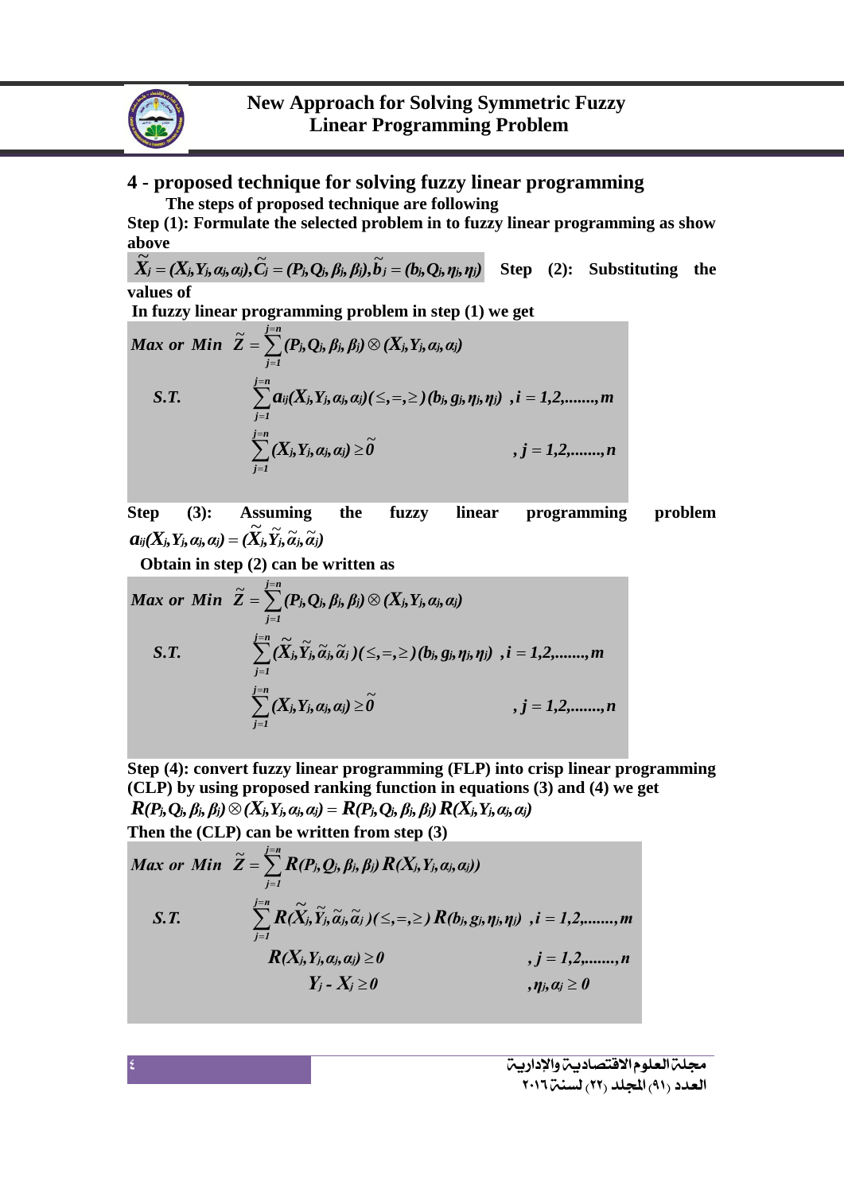## 4 - proposed technique for solving fuzzy linear programming

**The steps of proposed technique are following**

**Step (1): Formulate the selected problem in to fuzzy linear programming as show above**

$\tilde{X}_j = (X_j, Y_j, \alpha_j, \alpha_j), \tilde{C}_j = (P_j, Q_j, \beta_j, \beta_j), \tilde{b}_j = (b_j, Q_j, \eta_j, \eta_j)$ **Step (2): Substituting the values of**

**In fuzzy linear programming problem in step (1) we get**

$$
\begin{aligned}
&Max \text{ or } Min \quad \tilde{Z} = \sum_{j=1}^{j=n} (P_j, Q_j, \beta_j, \beta_j) \otimes (X_j, Y_j, \alpha_j, \alpha_j) \\
&S.T. \qquad \sum_{j=1}^{j=n} a_{ij}(X_j, Y_j, \alpha_j, \alpha_j)(\leq, =, \geq)(b_j, g_j, \eta_j, \eta_j) \quad , i = 1,2,\ldots\ldots, m \\
&\qquad\qquad \sum_{j=1}^{j=n} (X_j, Y_j, \alpha_j, \alpha_j) \geq \tilde{0} \qquad\qquad , j = 1,2,\ldots\ldots, n
\end{aligned}
$$

**Step (3): Assuming the fuzzy linear programming problem** $a_{ij}(X_j, Y_j, \alpha_j, \alpha_j) = (\tilde{X}_j, \tilde{Y}_j, \tilde{\alpha}_j, \tilde{\alpha}_j)$

**Obtain in step (2) can be written as**

$$
\begin{aligned}
&Max \text{ or } Min \quad \tilde{Z} = \sum_{j=1}^{j=n} (P_j, Q_j, \beta_j, \beta_j) \otimes (X_j, Y_j, \alpha_j, \alpha_j) \\
&S.T. \qquad \sum_{j=1}^{j=n} (\tilde{X}_j, \tilde{Y}_j, \tilde{\alpha}_j, \tilde{\alpha}_j)(\leq, =, \geq)(b_j, g_j, \eta_j, \eta_j) \quad , i = 1,2,\ldots\ldots, m \\
&\qquad\qquad \sum_{j=1}^{j=n} (X_j, Y_j, \alpha_j, \alpha_j) \geq \tilde{0} \qquad\qquad , j = 1,2,\ldots\ldots, n
\end{aligned}
$$

**Step (4): convert fuzzy linear programming (FLP) into crisp linear programming (CLP) by using proposed ranking function in equations (3) and (4) we get**

$R(P_j, Q_j, \beta_j, \beta_j) \otimes (X_j, Y_j, \alpha_j, \alpha_j) = R(P_j, Q_j, \beta_j, \beta_j)\, R(X_j, Y_j, \alpha_j, \alpha_j)$

**Then the (CLP) can be written from step (3)**

$$
\begin{aligned}
&Max \text{ or } Min \quad \tilde{Z} = \sum_{j=1}^{j=n} R(P_j, Q_j, \beta_j, \beta_j)\, R(X_j, Y_j, \alpha_j, \alpha_j)) \\
&S.T. \qquad \sum_{j=1}^{j=n} R(\tilde{X}_j, \tilde{Y}_j, \tilde{\alpha}_j, \tilde{\alpha}_j)(\leq, =, \geq) R(b_j, g_j, \eta_j, \eta_j) \quad , i = 1,2,\ldots\ldots, m \\
&\qquad\qquad R(X_j, Y_j, \alpha_j, \alpha_j) \geq 0 \qquad\qquad , j = 1,2,\ldots\ldots, n \\
&\qquad\qquad\quad Y_j - X_j \geq 0 \qquad\qquad , \eta_j, \alpha_j \geq 0
\end{aligned}
$$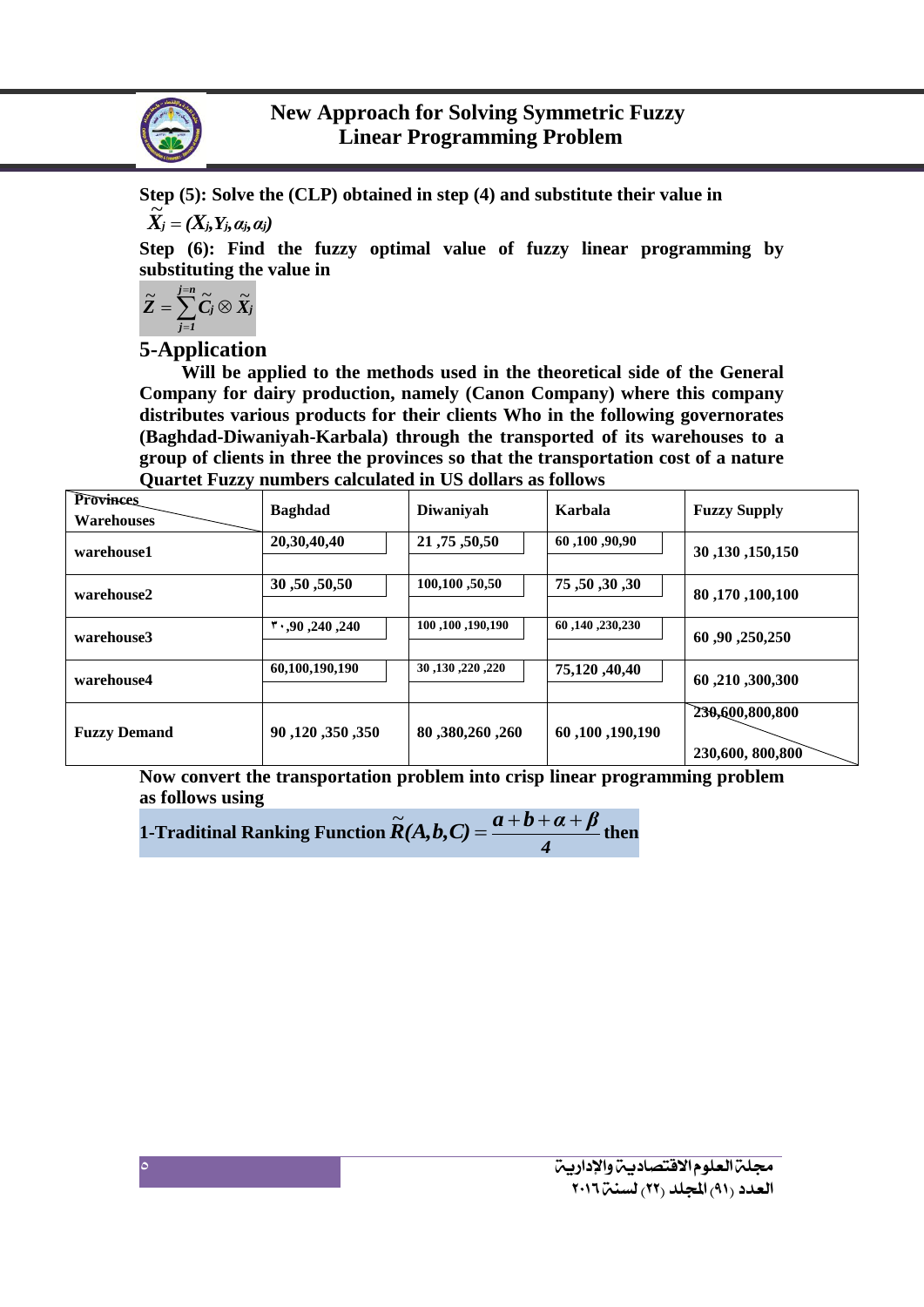**Step (5): Solve the (CLP) obtained in step (4) and substitute their value in** $\widetilde{X}_j = (X_j, Y_j, \alpha_j, \alpha_j)$

**Step (6): Find the fuzzy optimal value of fuzzy linear programming by substituting the value in**

$$\widetilde{Z} = \sum_{j=1}^{j=n} \widetilde{C}_j \otimes \widetilde{X}_j$$

## 5-Application

**Will be applied to the methods used in the theoretical side of the General Company for dairy production, namely (Canon Company) where this company distributes various products for their clients Who in the following governorates (Baghdad-Diwaniyah-Karbala) through the transported of its warehouses to a group of clients in three the provinces so that the transportation cost of a nature Quartet Fuzzy numbers calculated in US dollars as follows**

| Provinces / Warehouses | Baghdad | Diwaniyah | Karbala | Fuzzy Supply |
|---|---|---|---|---|
| warehouse1 | 20,30,40,40 | 21 ,75 ,50,50 | 60 ,100 ,90,90 | 30 ,130 ,150,150 |
| warehouse2 | 30 ,50 ,50,50 | 100,100 ,50,50 | 75 ,50 ,30 ,30 | 80 ,170 ,100,100 |
| warehouse3 | ٣٠ ,90 ,240 ,240 | 100 ,100 ,190,190 | 60 ,140 ,230,230 | 60 ,90 ,250,250 |
| warehouse4 | 60,100,190,190 | 30 ,130 ,220 ,220 | 75,120 ,40,40 | 60 ,210 ,300,300 |
| Fuzzy Demand | 90 ,120 ,350 ,350 | 80 ,380,260 ,260 | 60 ,100 ,190,190 | 230,600,800,800 / 230,600, 800,800 |

**Now convert the transportation problem into crisp linear programming problem as follows using**

**1-Traditinal Ranking Function** $\widetilde{R}(A,b,C) = \dfrac{a+b+\alpha+\beta}{4}$ **then**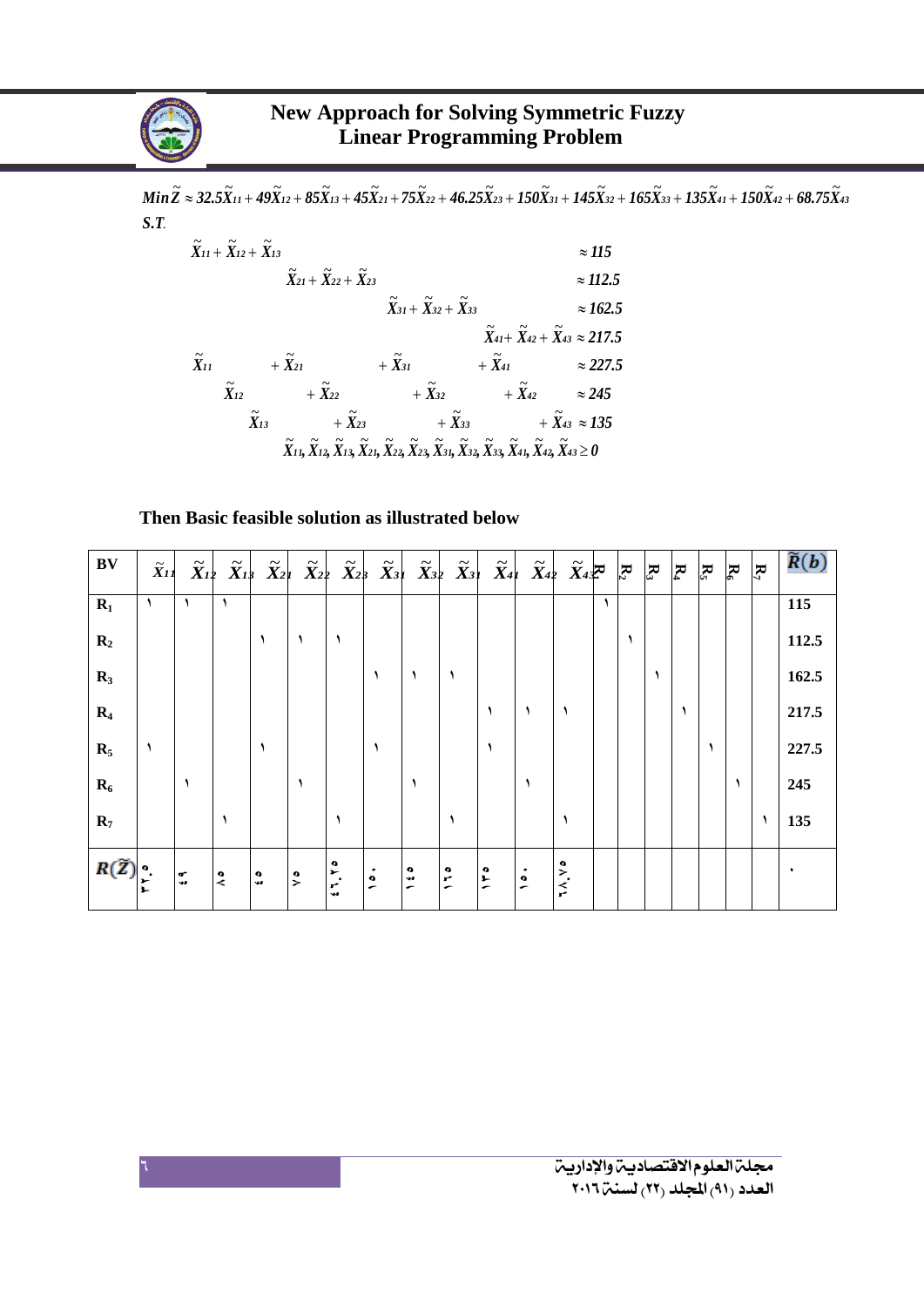$$Min\tilde{Z} \approx 32.5\tilde{X}_{11} + 49\tilde{X}_{12} + 85\tilde{X}_{13} + 45\tilde{X}_{21} + 75\tilde{X}_{22} + 46.25\tilde{X}_{23} + 150\tilde{X}_{31} + 145\tilde{X}_{32} + 165\tilde{X}_{33} + 135\tilde{X}_{41} + 150\tilde{X}_{42} + 68.75\tilde{X}_{43}$$

*S.T.*

$$\begin{aligned}
&\tilde{X}_{11} + \tilde{X}_{12} + \tilde{X}_{13} \approx 115 \\
&\tilde{X}_{21} + \tilde{X}_{22} + \tilde{X}_{23} \approx 112.5 \\
&\tilde{X}_{31} + \tilde{X}_{32} + \tilde{X}_{33} \approx 162.5 \\
&\tilde{X}_{41} + \tilde{X}_{42} + \tilde{X}_{43} \approx 217.5 \\
&\tilde{X}_{11} + \tilde{X}_{21} + \tilde{X}_{31} + \tilde{X}_{41} \approx 227.5 \\
&\tilde{X}_{12} + \tilde{X}_{22} + \tilde{X}_{32} + \tilde{X}_{42} \approx 245 \\
&\tilde{X}_{13} + \tilde{X}_{23} + \tilde{X}_{33} + \tilde{X}_{43} \approx 135 \\
&\tilde{X}_{11}, \tilde{X}_{12}, \tilde{X}_{13}, \tilde{X}_{21}, \tilde{X}_{22}, \tilde{X}_{23}, \tilde{X}_{31}, \tilde{X}_{32}, \tilde{X}_{33}, \tilde{X}_{41}, \tilde{X}_{42}, \tilde{X}_{43} \geq 0
\end{aligned}$$

**Then Basic feasible solution as illustrated below**

| BV | $\tilde{X}_{11}$ | $\tilde{X}_{12}$ | $\tilde{X}_{13}$ | $\tilde{X}_{21}$ | $\tilde{X}_{22}$ | $\tilde{X}_{23}$ | $\tilde{X}_{31}$ | $\tilde{X}_{32}$ | $\tilde{X}_{31}$ | $\tilde{X}_{41}$ | $\tilde{X}_{42}$ | $\tilde{X}_{43}$ | $R_1$ | $R_2$ | $R_3$ | $R_4$ | $R_5$ | $R_6$ | $R_7$ | $\tilde{R}(b)$ |
|---|---|---|---|---|---|---|---|---|---|---|---|---|---|---|---|---|---|---|---|---|
| $R_1$ | ١ | ١ | ١ | | | | | | | | | | ١ | | | | | | | 115 |
| $R_2$ | | | | ١ | ١ | ١ | | | | | | | | ١ | | | | | | 112.5 |
| $R_3$ | | | | | | | ١ | ١ | ١ | | | | | | ١ | | | | | 162.5 |
| $R_4$ | | | | | | | | | | ١ | ١ | ١ | | | | ١ | | | | 217.5 |
| $R_5$ | ١ | | | ١ | | | ١ | | | ١ | | | | | | | ١ | | | 227.5 |
| $R_6$ | | ١ | | | ١ | | | ١ | | | ١ | | | | | | | ١ | | 245 |
| $R_7$ | | | ١ | | | ١ | | | ١ | | | ١ | | | | | | | ١ | 135 |
| $R(\tilde{Z})$ | ٣٢.٥ | ٤٩ | ٨٥ | ٤٥ | ٧٥ | ٤٦.٢٥ | ١٥٠ | ١٤٥ | ١٦٥ | ١٣٥ | ١٥٠ | ٦٨.٧٥ | | | | | | | | ٠ |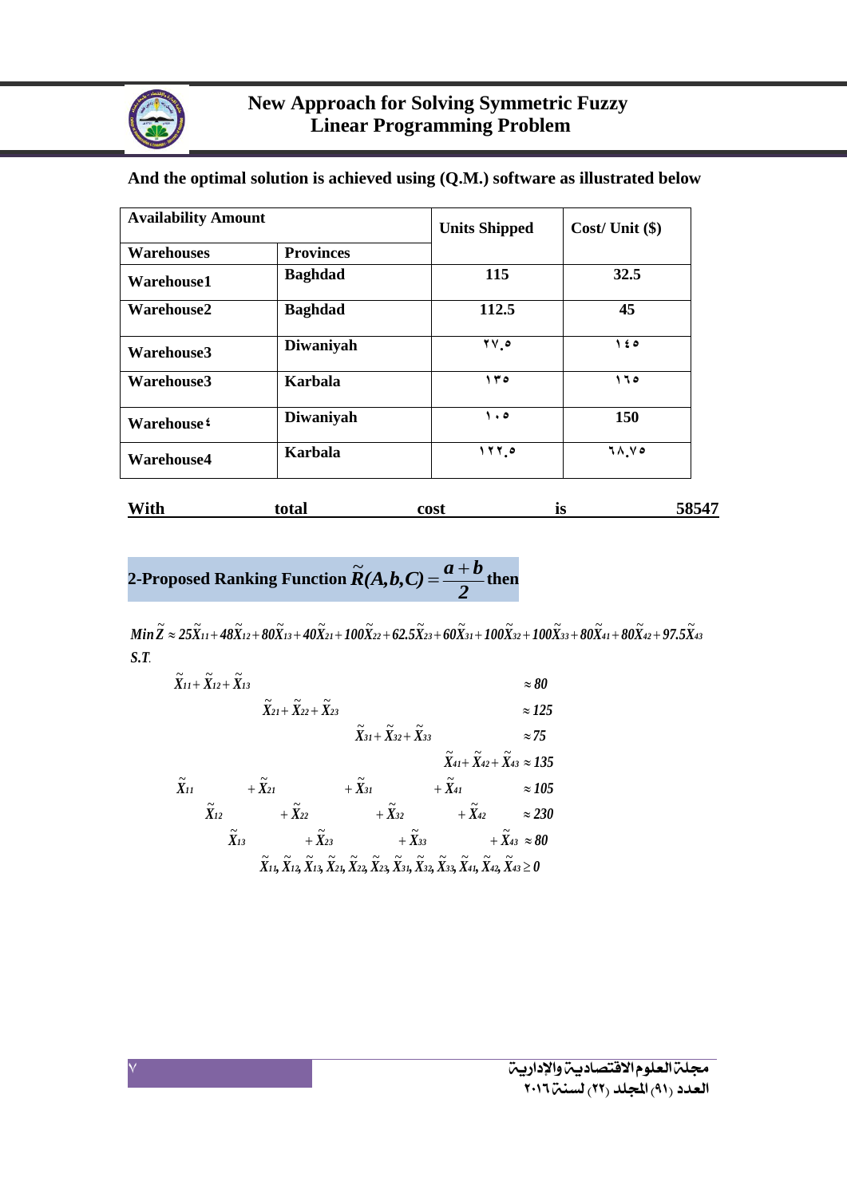**And the optimal solution is achieved using (Q.M.) software as illustrated below**

| Availability Amount | | Units Shipped | Cost/ Unit ($) |
|---|---|---|---|
| **Warehouses** | **Provinces** | | |
| **Warehouse1** | **Baghdad** | **115** | **32.5** |
| **Warehouse2** | **Baghdad** | **112.5** | **45** |
| **Warehouse3** | **Diwaniyah** | **٢٧.٥** | **١٤٥** |
| **Warehouse3** | **Karbala** | **١٣٥** | **١٦٥** |
| **Warehouse٤** | **Diwaniyah** | **١٠٥** | **150** |
| **Warehouse4** | **Karbala** | **١٢٢.٥** | **٦٨.٧٥** |

**With total cost is 58547**

**2-Proposed Ranking Function $\tilde{R}(A,b,C)=\dfrac{a+b}{2}$ then**

$$Min\,\tilde{Z} \approx 25\tilde{X}_{11}+48\tilde{X}_{12}+80\tilde{X}_{13}+40\tilde{X}_{21}+100\tilde{X}_{22}+62.5\tilde{X}_{23}+60\tilde{X}_{31}+100\tilde{X}_{32}+100\tilde{X}_{33}+80\tilde{X}_{41}+80\tilde{X}_{42}+97.5\tilde{X}_{43}$$

*S.T.*

$$\begin{aligned}
&\tilde{X}_{11}+\tilde{X}_{12}+\tilde{X}_{13} \approx 80\\
&\tilde{X}_{21}+\tilde{X}_{22}+\tilde{X}_{23} \approx 125\\
&\tilde{X}_{31}+\tilde{X}_{32}+\tilde{X}_{33} \approx 75\\
&\tilde{X}_{41}+\tilde{X}_{42}+\tilde{X}_{43} \approx 135\\
&\tilde{X}_{11}+\tilde{X}_{21}+\tilde{X}_{31}+\tilde{X}_{41} \approx 105\\
&\tilde{X}_{12}+\tilde{X}_{22}+\tilde{X}_{32}+\tilde{X}_{42} \approx 230\\
&\tilde{X}_{13}+\tilde{X}_{23}+\tilde{X}_{33}+\tilde{X}_{43} \approx 80\\
&\tilde{X}_{11},\tilde{X}_{12},\tilde{X}_{13},\tilde{X}_{21},\tilde{X}_{22},\tilde{X}_{23},\tilde{X}_{31},\tilde{X}_{32},\tilde{X}_{33},\tilde{X}_{41},\tilde{X}_{42},\tilde{X}_{43} \geq 0
\end{aligned}$$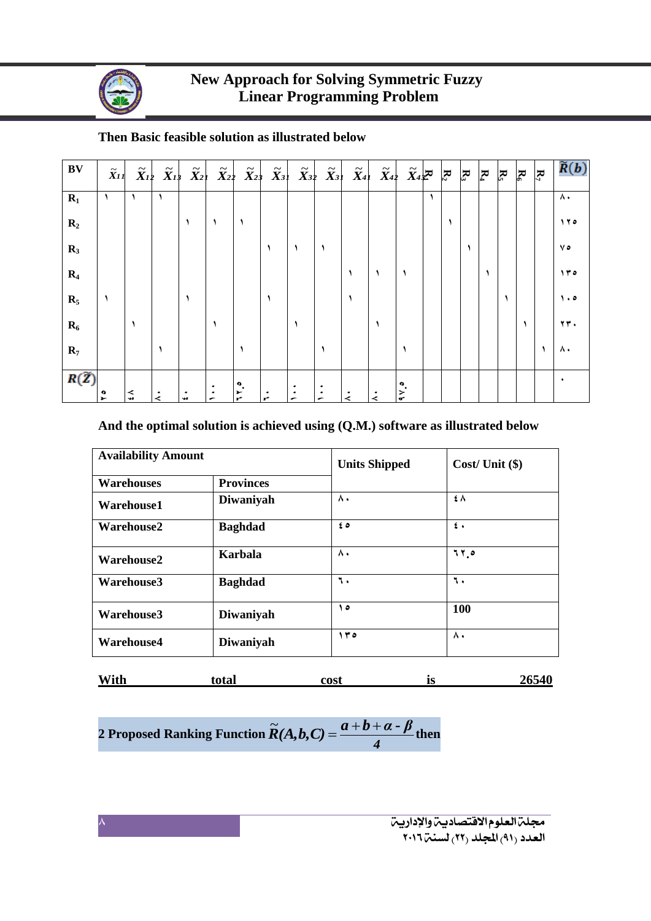Then Basic feasible solution as illustrated below

| BV | $\tilde{X}_{11}$ | $\tilde{X}_{12}$ | $\tilde{X}_{13}$ | $\tilde{X}_{21}$ | $\tilde{X}_{22}$ | $\tilde{X}_{23}$ | $\tilde{X}_{31}$ | $\tilde{X}_{32}$ | $\tilde{X}_{31}$ | $\tilde{X}_{41}$ | $\tilde{X}_{42}$ | $\tilde{X}_{43}$ | $R_1$ | $R_2$ | $R_3$ | $R_4$ | $R_5$ | $R_6$ | $R_7$ | $\tilde{R}(b)$ |
|---|---|---|---|---|---|---|---|---|---|---|---|---|---|---|---|---|---|---|---|---|
| $R_1$ | ١ | ١ | ١ | | | | | | | | | | ١ | | | | | | | ٨٠ |
| $R_2$ | | | | ١ | ١ | ١ | | | | | | | | ١ | | | | | | ١٢٥ |
| $R_3$ | | | | | | | ١ | ١ | ١ | | | | | | ١ | | | | | ٧٥ |
| $R_4$ | | | | | | | | | | ١ | ١ | ١ | | | | ١ | | | | ١٣٥ |
| $R_5$ | ١ | | | ١ | | | ١ | | | ١ | | | | | | | ١ | | | ١٠٥ |
| $R_6$ | | ١ | | | ١ | | | ١ | | | ١ | | | | | | | ١ | | ٢٣٠ |
| $R_7$ | | | ١ | | | ١ | | | ١ | | | ١ | | | | | | | ١ | ٨٠ |
| $R(\tilde{Z})$ | ٥٢ | ٧٧ | ٧٠ | ٤٠ | ٦٠ | ٦٢.٥ | ٦٠ | ٦٠ | ٦٠ | ٧٠ | ٧٠ | ٥٧.٥ | | | | | | | | ٠ |

And the optimal solution is achieved using (Q.M.) software as illustrated below

| Availability Amount | | Units Shipped | Cost/ Unit ($) |
|---|---|---|---|
| Warehouses | Provinces | | |
| Warehouse1 | Diwaniyah | ٨٠ | ٤٨ |
| Warehouse2 | Baghdad | ٤٥ | ٤٠ |
| Warehouse2 | Karbala | ٨٠ | ٦٢.٥ |
| Warehouse3 | Baghdad | ٦٠ | ٦٠ |
| Warehouse3 | Diwaniyah | ١٥ | 100 |
| Warehouse4 | Diwaniyah | ١٣٥ | ٨٠ |

With total cost is 26540

**2 Proposed Ranking Function** $\tilde{R}(A,b,C) = \dfrac{a+b+\alpha-\beta}{4}$ **then**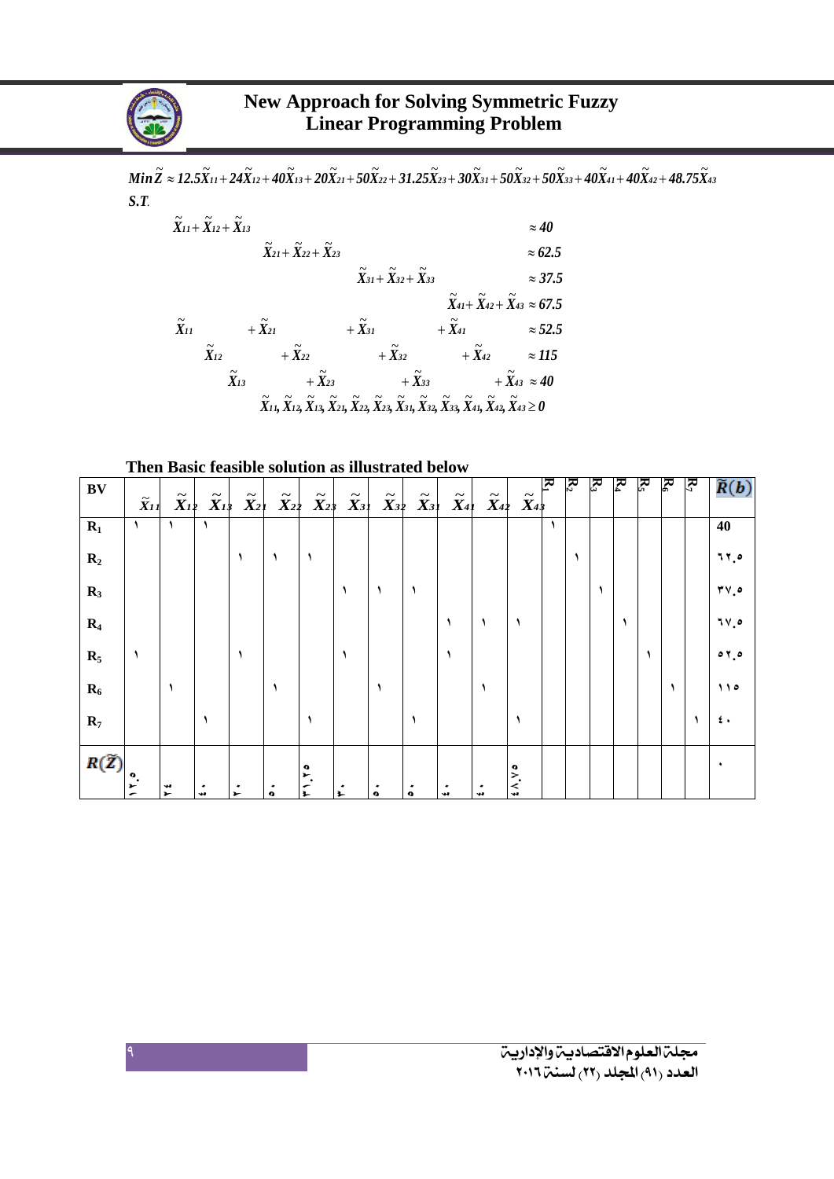$$Min\tilde{Z} \approx 12.5\tilde{X}_{11} + 24\tilde{X}_{12} + 40\tilde{X}_{13} + 20\tilde{X}_{21} + 50\tilde{X}_{22} + 31.25\tilde{X}_{23} + 30\tilde{X}_{31} + 50\tilde{X}_{32} + 50\tilde{X}_{33} + 40\tilde{X}_{41} + 40\tilde{X}_{42} + 48.75\tilde{X}_{43}$$

*S.T.*

$$\begin{aligned}
&\tilde{X}_{11} + \tilde{X}_{12} + \tilde{X}_{13} \approx 40 \\
&\tilde{X}_{21} + \tilde{X}_{22} + \tilde{X}_{23} \approx 62.5 \\
&\tilde{X}_{31} + \tilde{X}_{32} + \tilde{X}_{33} \approx 37.5 \\
&\tilde{X}_{41} + \tilde{X}_{42} + \tilde{X}_{43} \approx 67.5 \\
&\tilde{X}_{11} + \tilde{X}_{21} + \tilde{X}_{31} + \tilde{X}_{41} \approx 52.5 \\
&\tilde{X}_{12} + \tilde{X}_{22} + \tilde{X}_{32} + \tilde{X}_{42} \approx 115 \\
&\tilde{X}_{13} + \tilde{X}_{23} + \tilde{X}_{33} + \tilde{X}_{43} \approx 40 \\
&\tilde{X}_{11}, \tilde{X}_{12}, \tilde{X}_{13}, \tilde{X}_{21}, \tilde{X}_{22}, \tilde{X}_{23}, \tilde{X}_{31}, \tilde{X}_{32}, \tilde{X}_{33}, \tilde{X}_{41}, \tilde{X}_{42}, \tilde{X}_{43} \geq 0
\end{aligned}$$

**Then Basic feasible solution as illustrated below**

| BV | $\tilde{X}_{11}$ | $\tilde{X}_{12}$ | $\tilde{X}_{13}$ | $\tilde{X}_{21}$ | $\tilde{X}_{22}$ | $\tilde{X}_{23}$ | $\tilde{X}_{31}$ | $\tilde{X}_{32}$ | $\tilde{X}_{33}$ | $\tilde{X}_{41}$ | $\tilde{X}_{42}$ | $\tilde{X}_{43}$ | $R_1$ | $R_2$ | $R_3$ | $R_4$ | $R_5$ | $R_6$ | $R_7$ | $\tilde{R}(b)$ |
|---|---|---|---|---|---|---|---|---|---|---|---|---|---|---|---|---|---|---|---|---|
| $R_1$ | ١ | ١ | ١ | | | | | | | | | | ١ | | | | | | | 40 |
| $R_2$ | | | | ١ | ١ | ١ | | | | | | | | ١ | | | | | | ٦٢.٥ |
| $R_3$ | | | | | | | ١ | ١ | ١ | | | | | | ١ | | | | | ٣٧.٥ |
| $R_4$ | | | | | | | | | | ١ | ١ | ١ | | | | ١ | | | | ٦٧.٥ |
| $R_5$ | ١ | | | ١ | | | ١ | | | ١ | | | | | | | ١ | | | ٥٢.٥ |
| $R_6$ | | ١ | | | ١ | | | ١ | | | ١ | | | | | | | ١ | | ١١٥ |
| $R_7$ | | | ١ | | | ١ | | | ١ | | | ١ | | | | | | | ١ | ٤٠ |
| $R(\tilde{Z})$ | ١٢.٥ | ٢٤ | ٤٠ | ٢٠ | ٥٠ | ٣١.٢٥ | ٣٠ | ٥٠ | ٥٠ | ٤٠ | ٤٠ | ٤٨.٧٥ | | | | | | | | ٠ |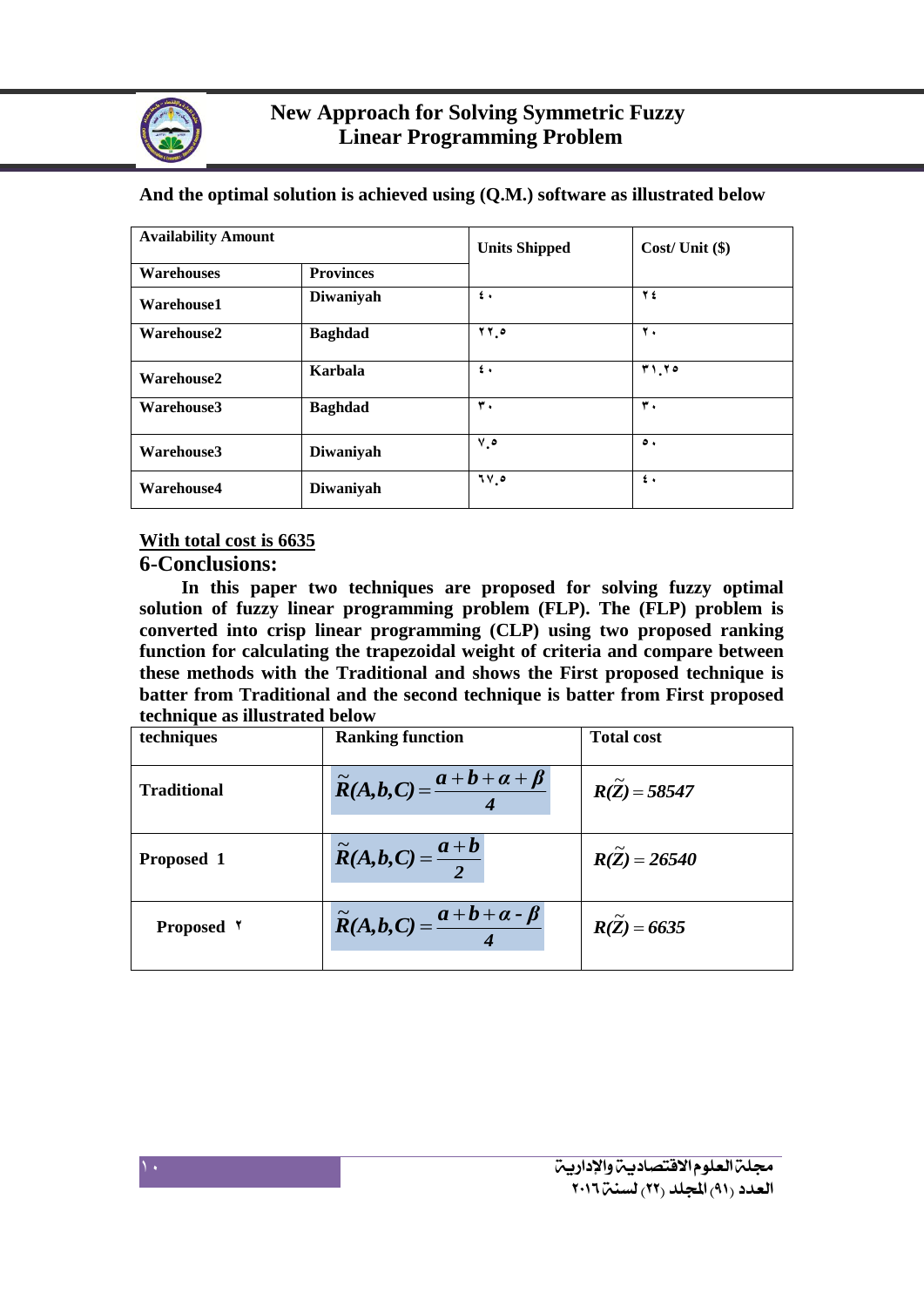And the optimal solution is achieved using (Q.M.) software as illustrated below

| Availability Amount | | Units Shipped | Cost/ Unit ($) |
|---|---|---|---|
| Warehouses | Provinces | | |
| Warehouse1 | Diwaniyah | ٤٠ | ٢٤ |
| Warehouse2 | Baghdad | ٢٢.٥ | ٢٠ |
| Warehouse2 | Karbala | ٤٠ | ٣١.٢٥ |
| Warehouse3 | Baghdad | ٣٠ | ٣٠ |
| Warehouse3 | Diwaniyah | ٧.٥ | ٥٠ |
| Warehouse4 | Diwaniyah | ٦٧.٥ | ٤٠ |

<u>With total cost is 6635</u>

## 6-Conclusions:

In this paper two techniques are proposed for solving fuzzy optimal solution of fuzzy linear programming problem (FLP). The (FLP) problem is converted into crisp linear programming (CLP) using two proposed ranking function for calculating the trapezoidal weight of criteria and compare between these methods with the Traditional and shows the First proposed technique is batter from Traditional and the second technique is batter from First proposed technique as illustrated below

| techniques | Ranking function | Total cost |
|---|---|---|
| Traditional | $\tilde{R}(A,b,C) = \dfrac{a+b+\alpha+\beta}{4}$ | $R(\tilde{Z}) = 58547$ |
| Proposed 1 | $\tilde{R}(A,b,C) = \dfrac{a+b}{2}$ | $R(\tilde{Z}) = 26540$ |
| Proposed ٢ | $\tilde{R}(A,b,C) = \dfrac{a+b+\alpha-\beta}{4}$ | $R(\tilde{Z}) = 6635$ |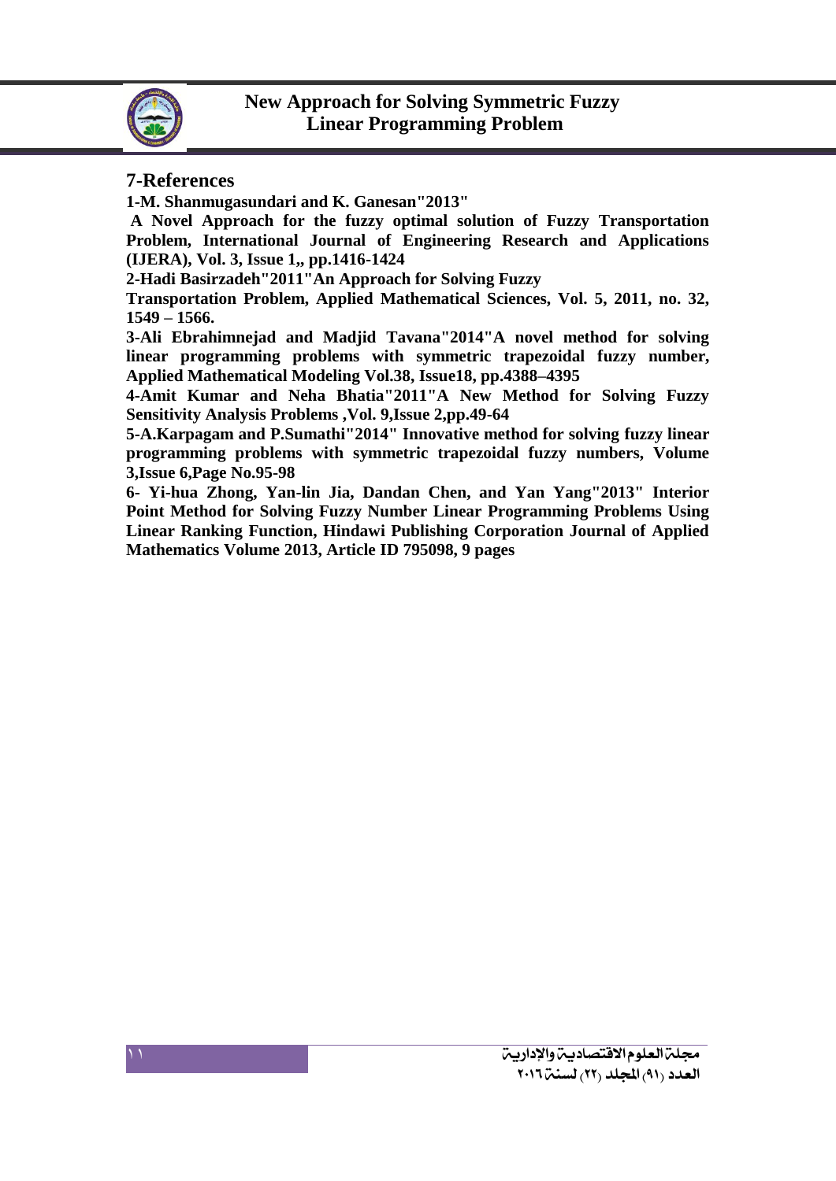## 7-References

**1-M. Shanmugasundari and K. Ganesan"2013" A Novel Approach for the fuzzy optimal solution of Fuzzy Transportation Problem, International Journal of Engineering Research and Applications (IJERA), Vol. 3, Issue 1,, pp.1416-1424**

**2-Hadi Basirzadeh"2011"An Approach for Solving Fuzzy Transportation Problem, Applied Mathematical Sciences, Vol. 5, 2011, no. 32, 1549 – 1566.**

**3-Ali Ebrahimnejad and Madjid Tavana"2014"A novel method for solving linear programming problems with symmetric trapezoidal fuzzy number, Applied Mathematical Modeling Vol.38, Issue18, pp.4388–4395**

**4-Amit Kumar and Neha Bhatia"2011"A New Method for Solving Fuzzy Sensitivity Analysis Problems ,Vol. 9,Issue 2,pp.49-64**

**5-A.Karpagam and P.Sumathi"2014" Innovative method for solving fuzzy linear programming problems with symmetric trapezoidal fuzzy numbers, Volume 3,Issue 6,Page No.95-98**

**6- Yi-hua Zhong, Yan-lin Jia, Dandan Chen, and Yan Yang"2013" Interior Point Method for Solving Fuzzy Number Linear Programming Problems Using Linear Ranking Function, Hindawi Publishing Corporation Journal of Applied Mathematics Volume 2013, Article ID 795098, 9 pages**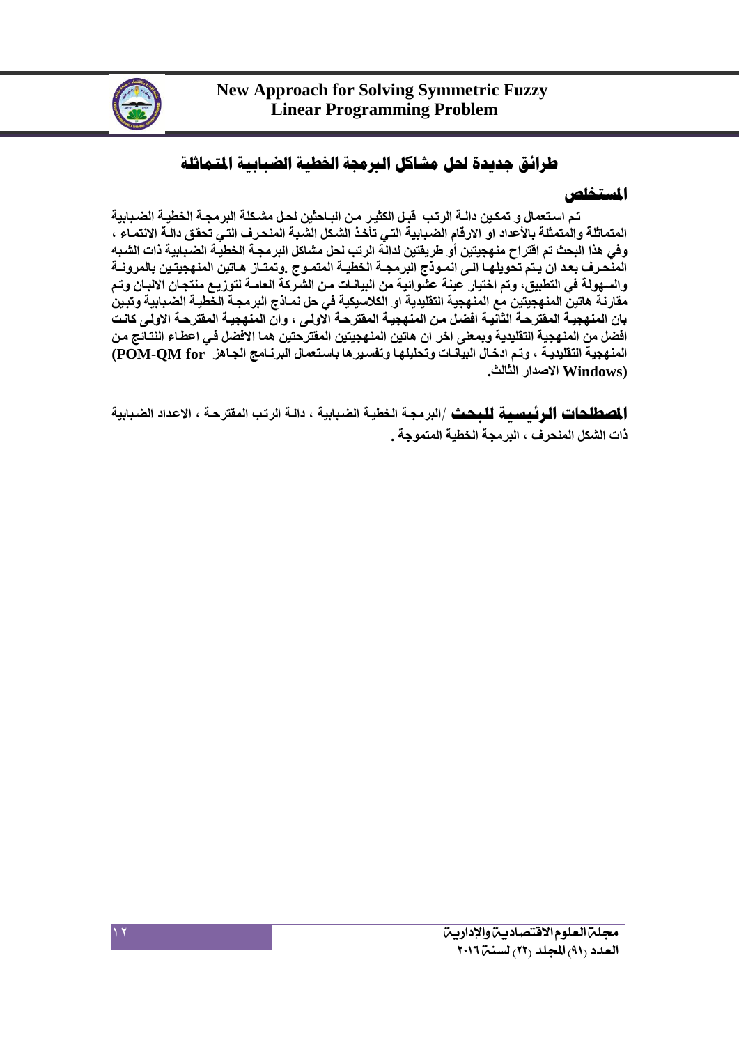# New Approach for Solving Symmetric Fuzzy Linear Programming Problem

## طرائق جديدة لحل مشاكل البرمجة الخطية الضبابية المتماثلة

### المستخلص

تم استعمال و تمكين دالة الرتب قبل الكثير من الباحثين لحل مشكلة البرمجة الخطية الضبابية المتماثلة والمتمثلة بالأعداد او الارقام الضبابية التي تأخذ الشكل الشبة المنحرف التي تحقق دالة الانتماء ، وفي هذا البحث تم اقتراح منهجيتين أو طريقتين لدالة الرتب لحل مشاكل البرمجة الخطية الضبابية ذات الشبه المنحرف بعد ان يتم تحويلها الى انموذج البرمجة الخطية المتموج .وتمتاز هاتين المنهجيتين بالمرونة والسهولة في التطبيق، وتم اختيار عينة عشوائية من البيانات من الشركة العامة لتوزيع منتجات الالبان وتم مقارنة هاتين المنهجيتين مع المنهجية التقليدية او الكلاسيكية في حل نماذج البرمجة الخطية الضبابية وتبين بان المنهجية المقترحة الثانية افضل من المنهجية المقترحة الاولى ، وان المنهجية المقترحة الاولى كانت افضل من المنهجية التقليدية وبمعنى اخر ان هاتين المنهجيتين المقترحتين هما الافضل في اعطاء النتائج من المنهجية التقليدية ، وتم ادخال البيانات وتحليلها وتفسيرها باستعمال البرنامج الجاهز (POM-QM for Windows) الاصدار الثالث.

**المصطلحات الرئيسية للبحث** /البرمجة الخطية الضبابية ، دالة الرتب المقترحة ، الاعداد الضبابية ذات الشكل المنحرف ، البرمجة الخطية المتموجة .